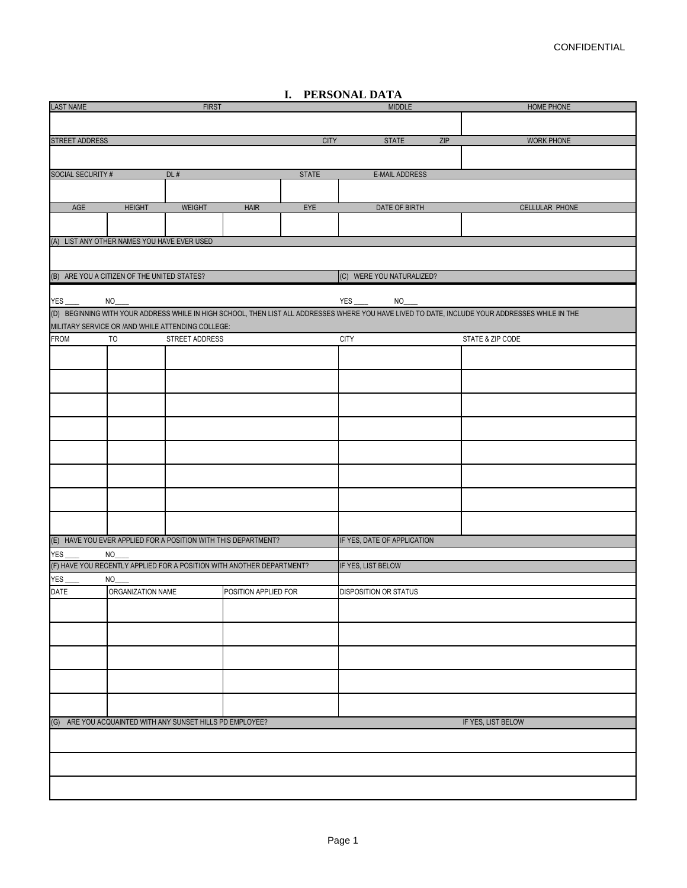CONFIDENTIAL

## I. PERSONAL DATA

| LAST NAME | FIRST | MIDDLE | HOME PHONE |
|---|---|---|---|
| | | | |

| STREET ADDRESS | CITY | STATE | ZIP | WORK PHONE |
|---|---|---|---|---|
| | | | | |

| SOCIAL SECURITY # | DL # | STATE | E-MAIL ADDRESS |
|---|---|---|---|
| | | | |

| AGE | HEIGHT | WEIGHT | HAIR | EYE | DATE OF BIRTH | CELLULAR PHONE |
|---|---|---|---|---|---|---|
| | | | | | | |

(A) LIST ANY OTHER NAMES YOU HAVE EVER USED

(B) ARE YOU A CITIZEN OF THE UNITED STATES?

YES ____ NO____

(C) WERE YOU NATURALIZED?

YES ____ NO____

(D) BEGINNING WITH YOUR ADDRESS WHILE IN HIGH SCHOOL, THEN LIST ALL ADDRESSES WHERE YOU HAVE LIVED TO DATE, INCLUDE YOUR ADDRESSES WHILE IN THE MILITARY SERVICE OR /AND WHILE ATTENDING COLLEGE:

| FROM | TO | STREET ADDRESS | CITY | STATE & ZIP CODE |
|---|---|---|---|---|
| | | | | |
| | | | | |
| | | | | |
| | | | | |
| | | | | |
| | | | | |
| | | | | |
| | | | | |

(E) HAVE YOU EVER APPLIED FOR A POSITION WITH THIS DEPARTMENT?

YES ____ NO____

IF YES, DATE OF APPLICATION

(F) HAVE YOU RECENTLY APPLIED FOR A POSITION WITH ANOTHER DEPARTMENT?

YES ____ NO____

IF YES, LIST BELOW

| DATE | ORGANIZATION NAME | POSITION APPLIED FOR | DISPOSITION OR STATUS |
|---|---|---|---|
| | | | |
| | | | |
| | | | |
| | | | |
| | | | |

(G) ARE YOU ACQUAINTED WITH ANY SUNSET HILLS PD EMPLOYEE?

IF YES, LIST BELOW

| |
|---|
| |
| |
| |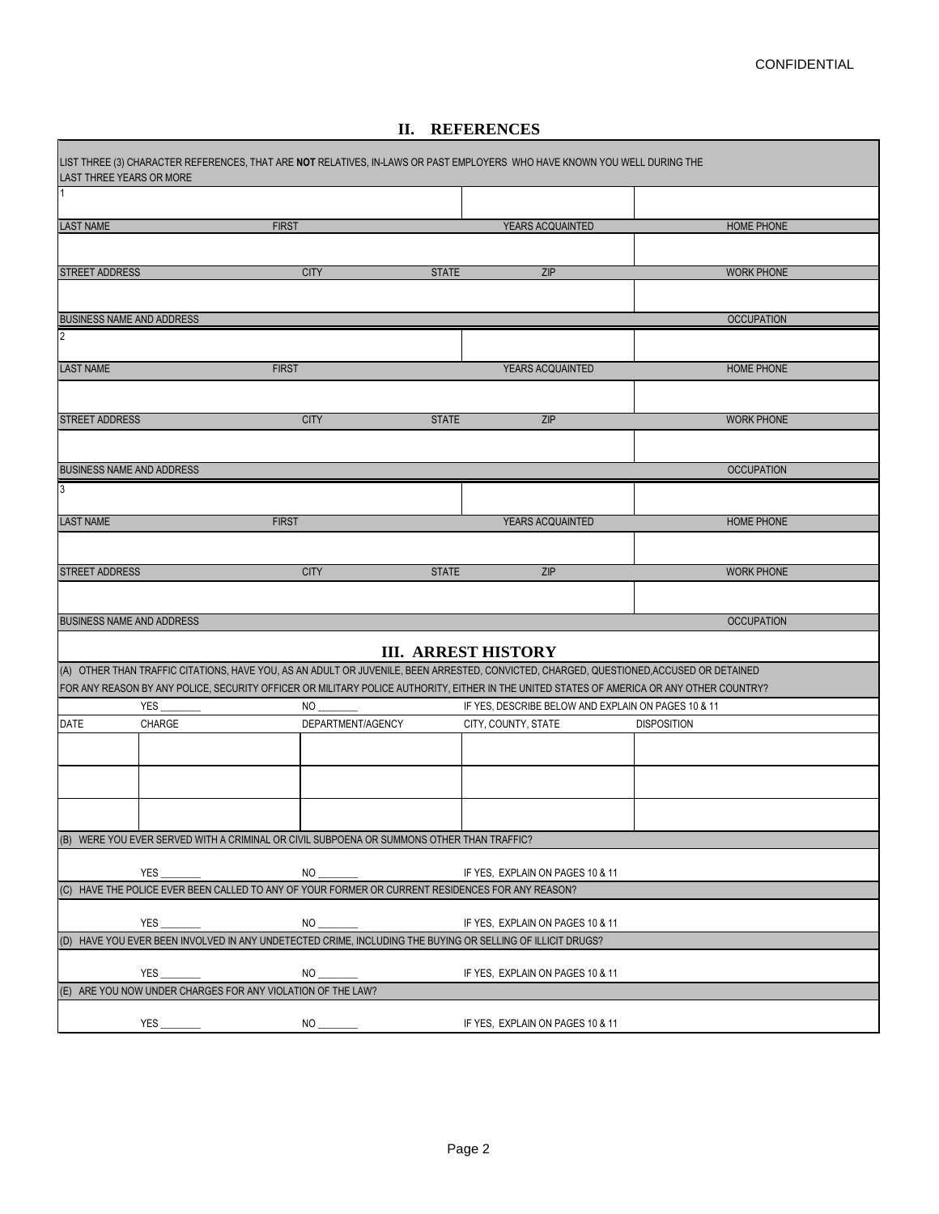CONFIDENTIAL

## II. REFERENCES

LIST THREE (3) CHARACTER REFERENCES, THAT ARE **NOT** RELATIVES, IN-LAWS OR PAST EMPLOYERS WHO HAVE KNOWN YOU WELL DURING THE LAST THREE YEARS OR MORE

| 1 | | | |
|---|---|---|---|
| LAST NAME | FIRST | YEARS ACQUAINTED | HOME PHONE |
| | | | |
| STREET ADDRESS | CITY | STATE ZIP | WORK PHONE |
| | | | |
| BUSINESS NAME AND ADDRESS | | | OCCUPATION |
| 2 | | | |
| LAST NAME | FIRST | YEARS ACQUAINTED | HOME PHONE |
| | | | |
| STREET ADDRESS | CITY | STATE ZIP | WORK PHONE |
| | | | |
| BUSINESS NAME AND ADDRESS | | | OCCUPATION |
| 3 | | | |
| LAST NAME | FIRST | YEARS ACQUAINTED | HOME PHONE |
| | | | |
| STREET ADDRESS | CITY | STATE ZIP | WORK PHONE |
| | | | |
| BUSINESS NAME AND ADDRESS | | | OCCUPATION |

## III. ARREST HISTORY

(A) OTHER THAN TRAFFIC CITATIONS, HAVE YOU, AS AN ADULT OR JUVENILE, BEEN ARRESTED, CONVICTED, CHARGED, QUESTIONED,ACCUSED OR DETAINED FOR ANY REASON BY ANY POLICE, SECURITY OFFICER OR MILITARY POLICE AUTHORITY, EITHER IN THE UNITED STATES OF AMERICA OR ANY OTHER COUNTRY?

YES _______ NO _______ IF YES, DESCRIBE BELOW AND EXPLAIN ON PAGES 10 & 11

| DATE | CHARGE | DEPARTMENT/AGENCY | CITY, COUNTY, STATE | DISPOSITION |
|---|---|---|---|---|
| | | | | |
| | | | | |
| | | | | |

(B) WERE YOU EVER SERVED WITH A CRIMINAL OR CIVIL SUBPOENA OR SUMMONS OTHER THAN TRAFFIC?

YES _______ NO _______ IF YES, EXPLAIN ON PAGES 10 & 11

(C) HAVE THE POLICE EVER BEEN CALLED TO ANY OF YOUR FORMER OR CURRENT RESIDENCES FOR ANY REASON?

YES _______ NO _______ IF YES, EXPLAIN ON PAGES 10 & 11

(D) HAVE YOU EVER BEEN INVOLVED IN ANY UNDETECTED CRIME, INCLUDING THE BUYING OR SELLING OF ILLICIT DRUGS?

YES _______ NO _______ IF YES, EXPLAIN ON PAGES 10 & 11

(E) ARE YOU NOW UNDER CHARGES FOR ANY VIOLATION OF THE LAW?

YES _______ NO _______ IF YES, EXPLAIN ON PAGES 10 & 11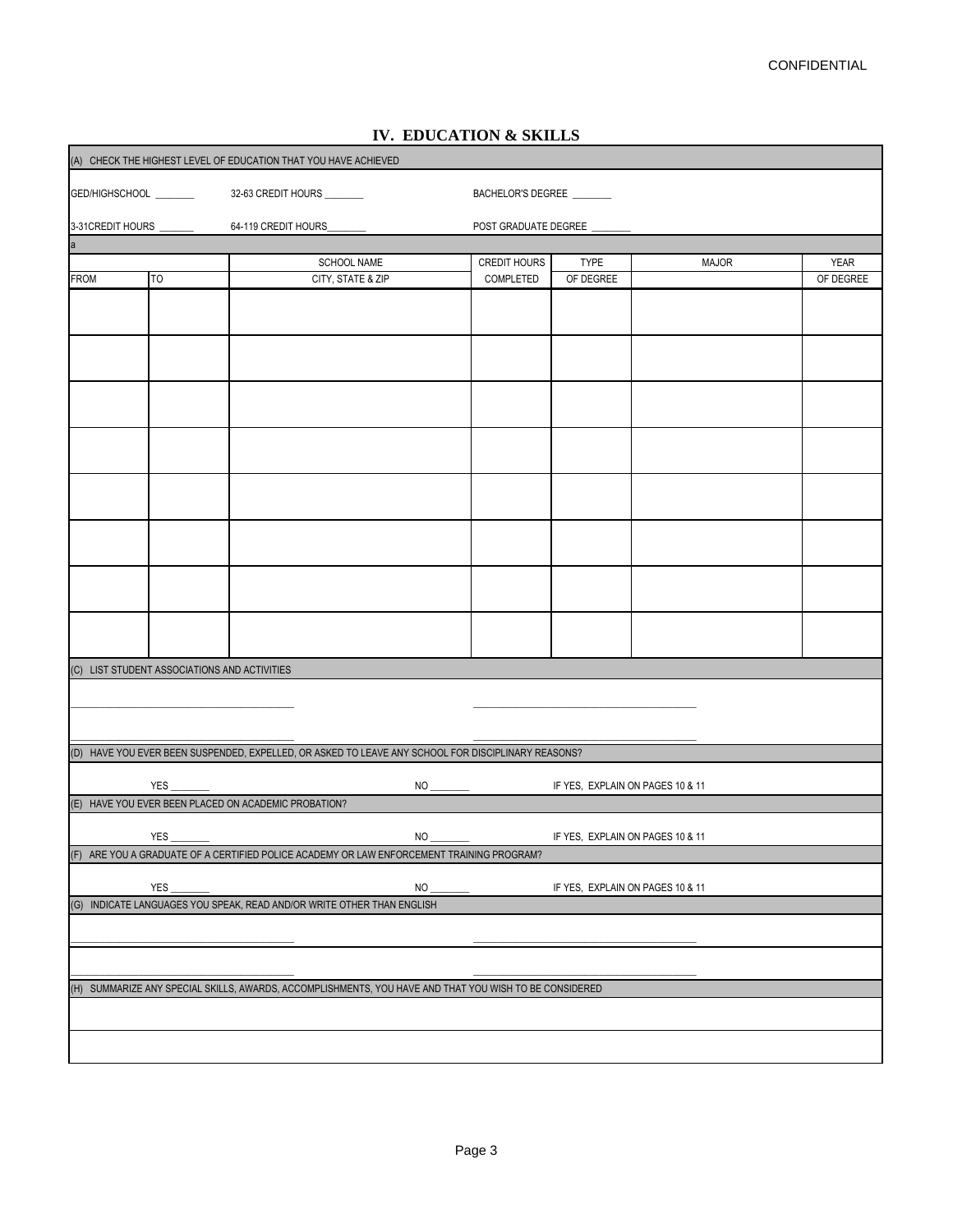CONFIDENTIAL

## IV. EDUCATION & SKILLS

(A) CHECK THE HIGHEST LEVEL OF EDUCATION THAT YOU HAVE ACHIEVED

GED/HIGHSCHOOL ________ 32-63 CREDIT HOURS ________ BACHELOR'S DEGREE ________

3-31CREDIT HOURS _______ 64-119 CREDIT HOURS________ POST GRADUATE DEGREE ________

a

| FROM | TO | SCHOOL NAME<br>CITY, STATE & ZIP | CREDIT HOURS<br>COMPLETED | TYPE<br>OF DEGREE | MAJOR | YEAR<br>OF DEGREE |
|---|---|---|---|---|---|---|
| | | | | | | |
| | | | | | | |
| | | | | | | |
| | | | | | | |
| | | | | | | |
| | | | | | | |
| | | | | | | |
| | | | | | | |

(C) LIST STUDENT ASSOCIATIONS AND ACTIVITIES

__________________________________________ __________________________________________

__________________________________________ __________________________________________

(D) HAVE YOU EVER BEEN SUSPENDED, EXPELLED, OR ASKED TO LEAVE ANY SCHOOL FOR DISCIPLINARY REASONS?

YES ________ NO ________ IF YES, EXPLAIN ON PAGES 10 & 11

(E) HAVE YOU EVER BEEN PLACED ON ACADEMIC PROBATION?

YES ________ NO ________ IF YES, EXPLAIN ON PAGES 10 & 11

(F) ARE YOU A GRADUATE OF A CERTIFIED POLICE ACADEMY OR LAW ENFORCEMENT TRAINING PROGRAM?

YES ________ NO ________ IF YES, EXPLAIN ON PAGES 10 & 11

(G) INDICATE LANGUAGES YOU SPEAK, READ AND/OR WRITE OTHER THAN ENGLISH

__________________________________________ __________________________________________

__________________________________________ __________________________________________

(H) SUMMARIZE ANY SPECIAL SKILLS, AWARDS, ACCOMPLISHMENTS, YOU HAVE AND THAT YOU WISH TO BE CONSIDERED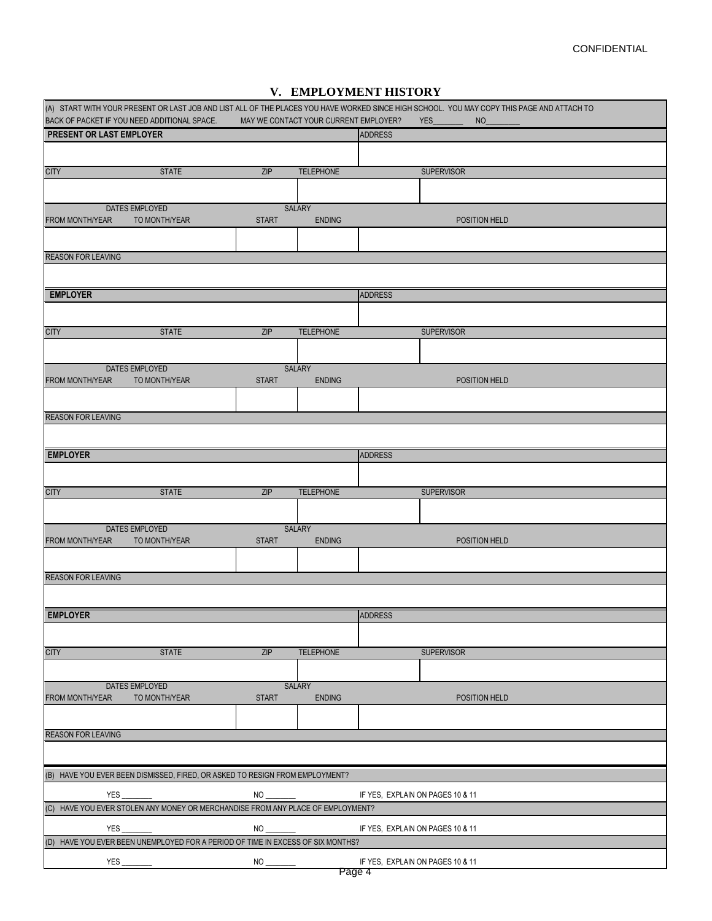CONFIDENTIAL

## V. EMPLOYMENT HISTORY

(A) START WITH YOUR PRESENT OR LAST JOB AND LIST ALL OF THE PLACES YOU HAVE WORKED SINCE HIGH SCHOOL. YOU MAY COPY THIS PAGE AND ATTACH TO BACK OF PACKET IF YOU NEED ADDITIONAL SPACE. MAY WE CONTACT YOUR CURRENT EMPLOYER? YES________ NO_________

| **PRESENT OR LAST EMPLOYER** | | | | ADDRESS | |
|---|---|---|---|---|---|
| | | | | | |
| CITY | STATE | ZIP | TELEPHONE | | SUPERVISOR |
| | | | | | |
| DATES EMPLOYED | | SALARY | | | |
| FROM MONTH/YEAR | TO MONTH/YEAR | START | ENDING | POSITION HELD | |
| | | | | | |
| REASON FOR LEAVING | | | | | |
| | | | | | |

| **EMPLOYER** | | | | ADDRESS | |
|---|---|---|---|---|---|
| | | | | | |
| CITY | STATE | ZIP | TELEPHONE | | SUPERVISOR |
| | | | | | |
| DATES EMPLOYED | | SALARY | | | |
| FROM MONTH/YEAR | TO MONTH/YEAR | START | ENDING | POSITION HELD | |
| | | | | | |
| REASON FOR LEAVING | | | | | |
| | | | | | |

| **EMPLOYER** | | | | ADDRESS | |
|---|---|---|---|---|---|
| | | | | | |
| CITY | STATE | ZIP | TELEPHONE | | SUPERVISOR |
| | | | | | |
| DATES EMPLOYED | | SALARY | | | |
| FROM MONTH/YEAR | TO MONTH/YEAR | START | ENDING | POSITION HELD | |
| | | | | | |
| REASON FOR LEAVING | | | | | |
| | | | | | |

| **EMPLOYER** | | | | ADDRESS | |
|---|---|---|---|---|---|
| | | | | | |
| CITY | STATE | ZIP | TELEPHONE | | SUPERVISOR |
| | | | | | |
| DATES EMPLOYED | | SALARY | | | |
| FROM MONTH/YEAR | TO MONTH/YEAR | START | ENDING | POSITION HELD | |
| | | | | | |
| REASON FOR LEAVING | | | | | |
| | | | | | |

(B) HAVE YOU EVER BEEN DISMISSED, FIRED, OR ASKED TO RESIGN FROM EMPLOYMENT?

YES ________ NO ________ IF YES, EXPLAIN ON PAGES 10 & 11

(C) HAVE YOU EVER STOLEN ANY MONEY OR MERCHANDISE FROM ANY PLACE OF EMPLOYMENT?

YES ________ NO ________ IF YES, EXPLAIN ON PAGES 10 & 11

(D) HAVE YOU EVER BEEN UNEMPLOYED FOR A PERIOD OF TIME IN EXCESS OF SIX MONTHS?

YES ________ NO ________ IF YES, EXPLAIN ON PAGES 10 & 11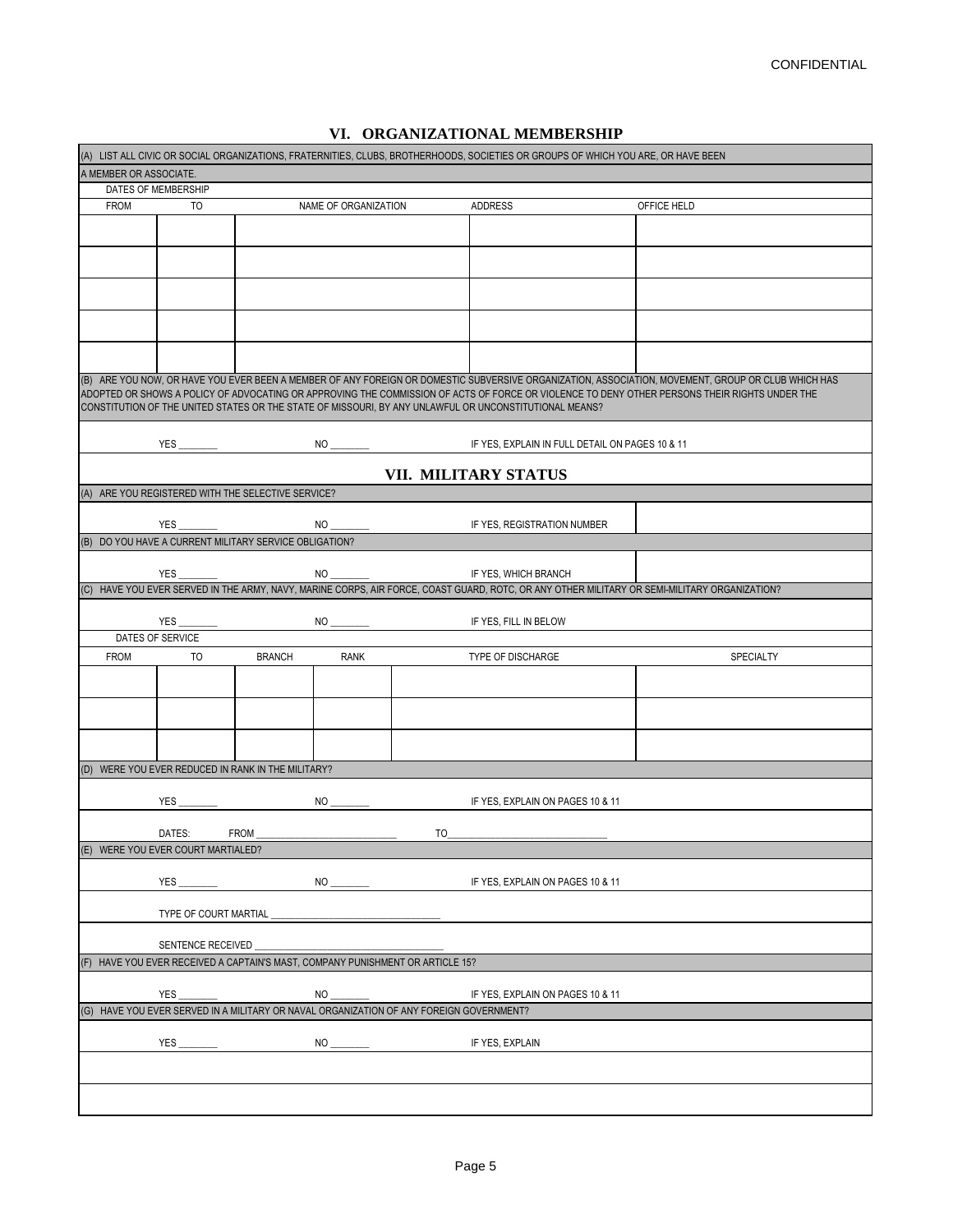CONFIDENTIAL

## VI. ORGANIZATIONAL MEMBERSHIP

(A) LIST ALL CIVIC OR SOCIAL ORGANIZATIONS, FRATERNITIES, CLUBS, BROTHERHOODS, SOCIETIES OR GROUPS OF WHICH YOU ARE, OR HAVE BEEN A MEMBER OR ASSOCIATE.

| DATES OF MEMBERSHIP | | | | |
|---|---|---|---|---|
| FROM | TO | NAME OF ORGANIZATION | ADDRESS | OFFICE HELD |
| | | | | |
| | | | | |
| | | | | |
| | | | | |
| | | | | |

(B) ARE YOU NOW, OR HAVE YOU EVER BEEN A MEMBER OF ANY FOREIGN OR DOMESTIC SUBVERSIVE ORGANIZATION, ASSOCIATION, MOVEMENT, GROUP OR CLUB WHICH HAS ADOPTED OR SHOWS A POLICY OF ADVOCATING OR APPROVING THE COMMISSION OF ACTS OF FORCE OR VIOLENCE TO DENY OTHER PERSONS THEIR RIGHTS UNDER THE CONSTITUTION OF THE UNITED STATES OR THE STATE OF MISSOURI, BY ANY UNLAWFUL OR UNCONSTITUTIONAL MEANS?

YES ________ NO ________ IF YES, EXPLAIN IN FULL DETAIL ON PAGES 10 & 11

## VII. MILITARY STATUS

(A) ARE YOU REGISTERED WITH THE SELECTIVE SERVICE?

YES ________ NO ________ IF YES, REGISTRATION NUMBER

(B) DO YOU HAVE A CURRENT MILITARY SERVICE OBLIGATION?

YES ________ NO ________ IF YES, WHICH BRANCH

(C) HAVE YOU EVER SERVED IN THE ARMY, NAVY, MARINE CORPS, AIR FORCE, COAST GUARD, ROTC, OR ANY OTHER MILITARY OR SEMI-MILITARY ORGANIZATION?

YES ________ NO ________ IF YES, FILL IN BELOW

| DATES OF SERVICE | | | | | |
|---|---|---|---|---|---|
| FROM | TO | BRANCH | RANK | TYPE OF DISCHARGE | SPECIALTY |
| | | | | | |
| | | | | | |
| | | | | | |

(D) WERE YOU EVER REDUCED IN RANK IN THE MILITARY?

YES ________ NO ________ IF YES, EXPLAIN ON PAGES 10 & 11

DATES: FROM ____________________________ TO________________________________

(E) WERE YOU EVER COURT MARTIALED?

YES ________ NO ________ IF YES, EXPLAIN ON PAGES 10 & 11

TYPE OF COURT MARTIAL __________________________________

SENTENCE RECEIVED ______________________________________

(F) HAVE YOU EVER RECEIVED A CAPTAIN'S MAST, COMPANY PUNISHMENT OR ARTICLE 15?

YES ________ NO ________ IF YES, EXPLAIN ON PAGES 10 & 11

(G) HAVE YOU EVER SERVED IN A MILITARY OR NAVAL ORGANIZATION OF ANY FOREIGN GOVERNMENT?

YES ________ NO ________ IF YES, EXPLAIN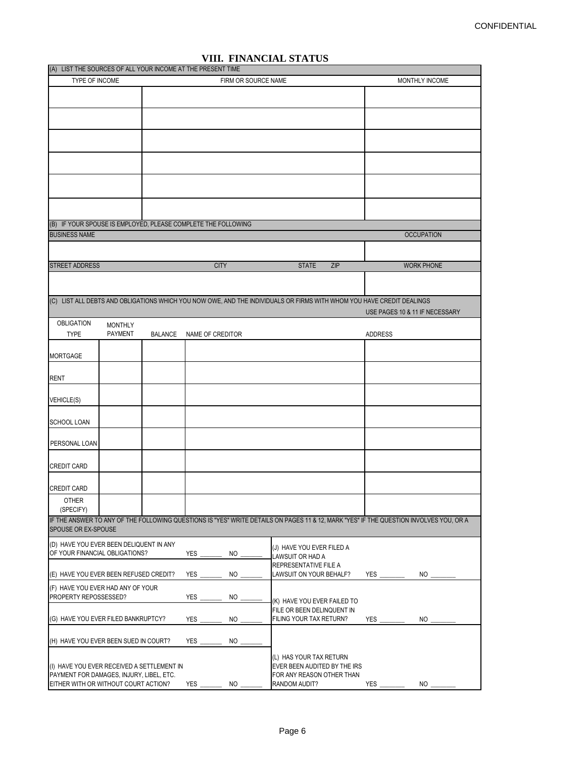CONFIDENTIAL

# VIII. FINANCIAL STATUS

(A) LIST THE SOURCES OF ALL YOUR INCOME AT THE PRESENT TIME

| TYPE OF INCOME | FIRM OR SOURCE NAME | MONTHLY INCOME |
|---|---|---|
| | | |
| | | |
| | | |
| | | |
| | | |
| | | |

(B) IF YOUR SPOUSE IS EMPLOYED, PLEASE COMPLETE THE FOLLOWING

| BUSINESS NAME | | | | OCCUPATION |
|---|---|---|---|---|
| | | | | |
| STREET ADDRESS | CITY | STATE | ZIP | WORK PHONE |
| | | | | |

(C) LIST ALL DEBTS AND OBLIGATIONS WHICH YOU NOW OWE, AND THE INDIVIDUALS OR FIRMS WITH WHOM YOU HAVE CREDIT DEALINGS

USE PAGES 10 & 11 IF NECESSARY

| OBLIGATION TYPE | MONTHLY PAYMENT | BALANCE | NAME OF CREDITOR | ADDRESS |
|---|---|---|---|---|
| MORTGAGE | | | | |
| RENT | | | | |
| VEHICLE(S) | | | | |
| SCHOOL LOAN | | | | |
| PERSONAL LOAN | | | | |
| CREDIT CARD | | | | |
| CREDIT CARD | | | | |
| OTHER (SPECIFY) | | | | |

IF THE ANSWER TO ANY OF THE FOLLOWING QUESTIONS IS "YES" WRITE DETAILS ON PAGES 11 & 12, MARK "YES" IF THE QUESTION INVOLVES YOU, OR A SPOUSE OR EX-SPOUSE

(D) HAVE YOU EVER BEEN DELIQUENT IN ANY OF YOUR FINANCIAL OBLIGATIONS? YES _______ NO _______

(E) HAVE YOU EVER BEEN REFUSED CREDIT? YES _______ NO _______

(F) HAVE YOU EVER HAD ANY OF YOUR PROPERTY REPOSSESSED? YES _______ NO _______

(G) HAVE YOU EVER FILED BANKRUPTCY? YES _______ NO _______

(H) HAVE YOU EVER BEEN SUED IN COURT? YES _______ NO _______

(I) HAVE YOU EVER RECEIVED A SETTLEMENT IN PAYMENT FOR DAMAGES, INJURY, LIBEL, ETC. EITHER WITH OR WITHOUT COURT ACTION? YES _______ NO _______

(J) HAVE YOU EVER FILED A LAWSUIT OR HAD A REPRESENTATIVE FILE A LAWSUIT ON YOUR BEHALF? YES _______ NO _______

(K) HAVE YOU EVER FAILED TO FILE OR BEEN DELINQUENT IN FILING YOUR TAX RETURN? YES _______ NO _______

(L) HAS YOUR TAX RETURN EVER BEEN AUDITED BY THE IRS FOR ANY REASON OTHER THAN RANDOM AUDIT? YES _______ NO _______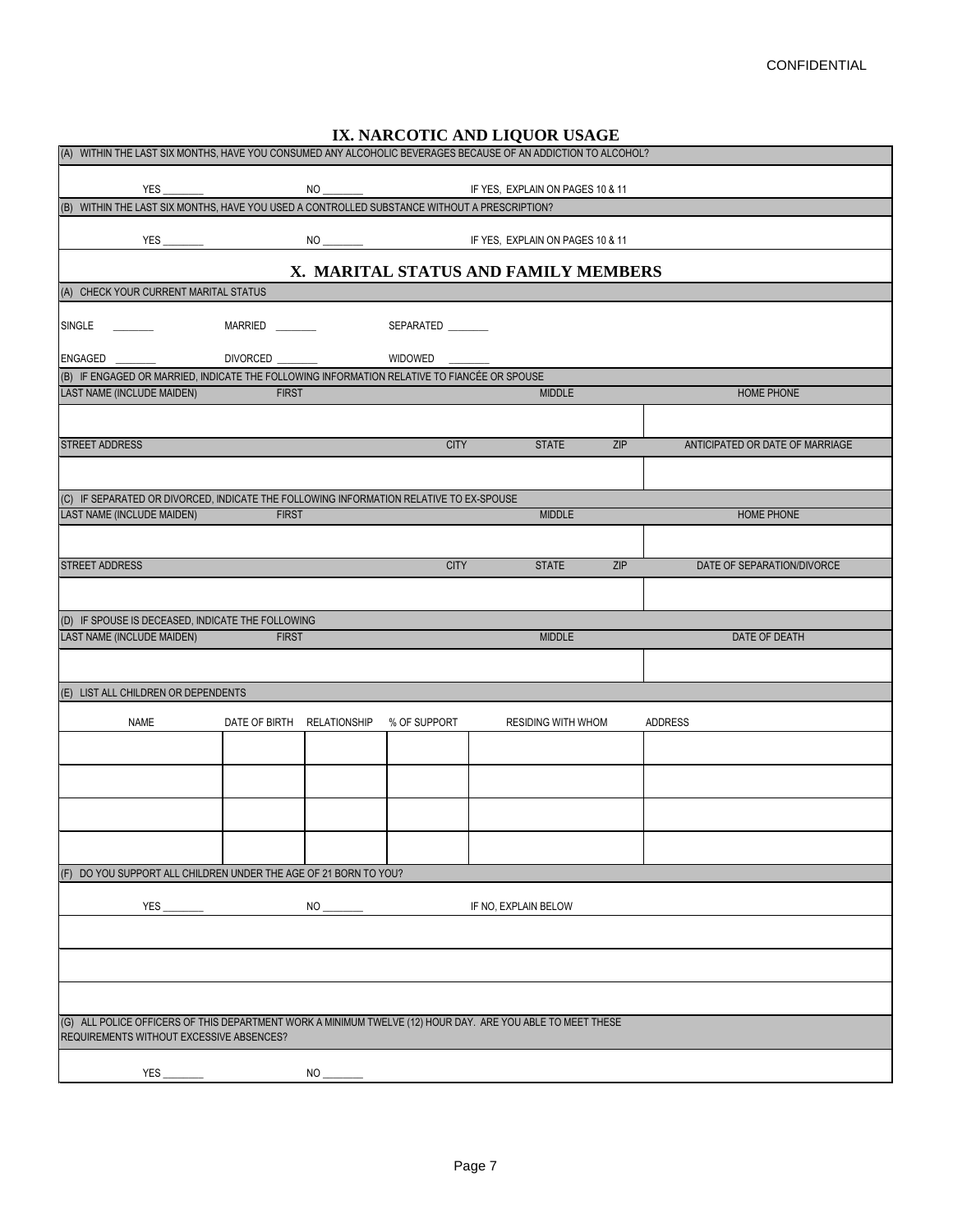CONFIDENTIAL

## IX. NARCOTIC AND LIQUOR USAGE

(A) WITHIN THE LAST SIX MONTHS, HAVE YOU CONSUMED ANY ALCOHOLIC BEVERAGES BECAUSE OF AN ADDICTION TO ALCOHOL?

YES ________ NO ________ IF YES, EXPLAIN ON PAGES 10 & 11

(B) WITHIN THE LAST SIX MONTHS, HAVE YOU USED A CONTROLLED SUBSTANCE WITHOUT A PRESCRIPTION?

YES ________ NO ________ IF YES, EXPLAIN ON PAGES 10 & 11

## X. MARITAL STATUS AND FAMILY MEMBERS

(A) CHECK YOUR CURRENT MARITAL STATUS

SINGLE ________ MARRIED ________ SEPARATED ________

ENGAGED ________ DIVORCED ________ WIDOWED ________

(B) IF ENGAGED OR MARRIED, INDICATE THE FOLLOWING INFORMATION RELATIVE TO FIANCÉE OR SPOUSE

| LAST NAME (INCLUDE MAIDEN) | FIRST | MIDDLE | HOME PHONE |
|---|---|---|---|
| | | | |

| STREET ADDRESS | CITY | STATE | ZIP | ANTICIPATED OR DATE OF MARRIAGE |
|---|---|---|---|---|
| | | | | |

(C) IF SEPARATED OR DIVORCED, INDICATE THE FOLLOWING INFORMATION RELATIVE TO EX-SPOUSE

| LAST NAME (INCLUDE MAIDEN) | FIRST | MIDDLE | HOME PHONE |
|---|---|---|---|
| | | | |

| STREET ADDRESS | CITY | STATE | ZIP | DATE OF SEPARATION/DIVORCE |
|---|---|---|---|---|
| | | | | |

(D) IF SPOUSE IS DECEASED, INDICATE THE FOLLOWING

| LAST NAME (INCLUDE MAIDEN) | FIRST | MIDDLE | DATE OF DEATH |
|---|---|---|---|
| | | | |

(E) LIST ALL CHILDREN OR DEPENDENTS

| NAME | DATE OF BIRTH | RELATIONSHIP | % OF SUPPORT | RESIDING WITH WHOM | ADDRESS |
|---|---|---|---|---|---|
| | | | | | |
| | | | | | |
| | | | | | |
| | | | | | |

(F) DO YOU SUPPORT ALL CHILDREN UNDER THE AGE OF 21 BORN TO YOU?

YES ________ NO ________ IF NO, EXPLAIN BELOW

(G) ALL POLICE OFFICERS OF THIS DEPARTMENT WORK A MINIMUM TWELVE (12) HOUR DAY. ARE YOU ABLE TO MEET THESE REQUIREMENTS WITHOUT EXCESSIVE ABSENCES?

YES ________ NO ________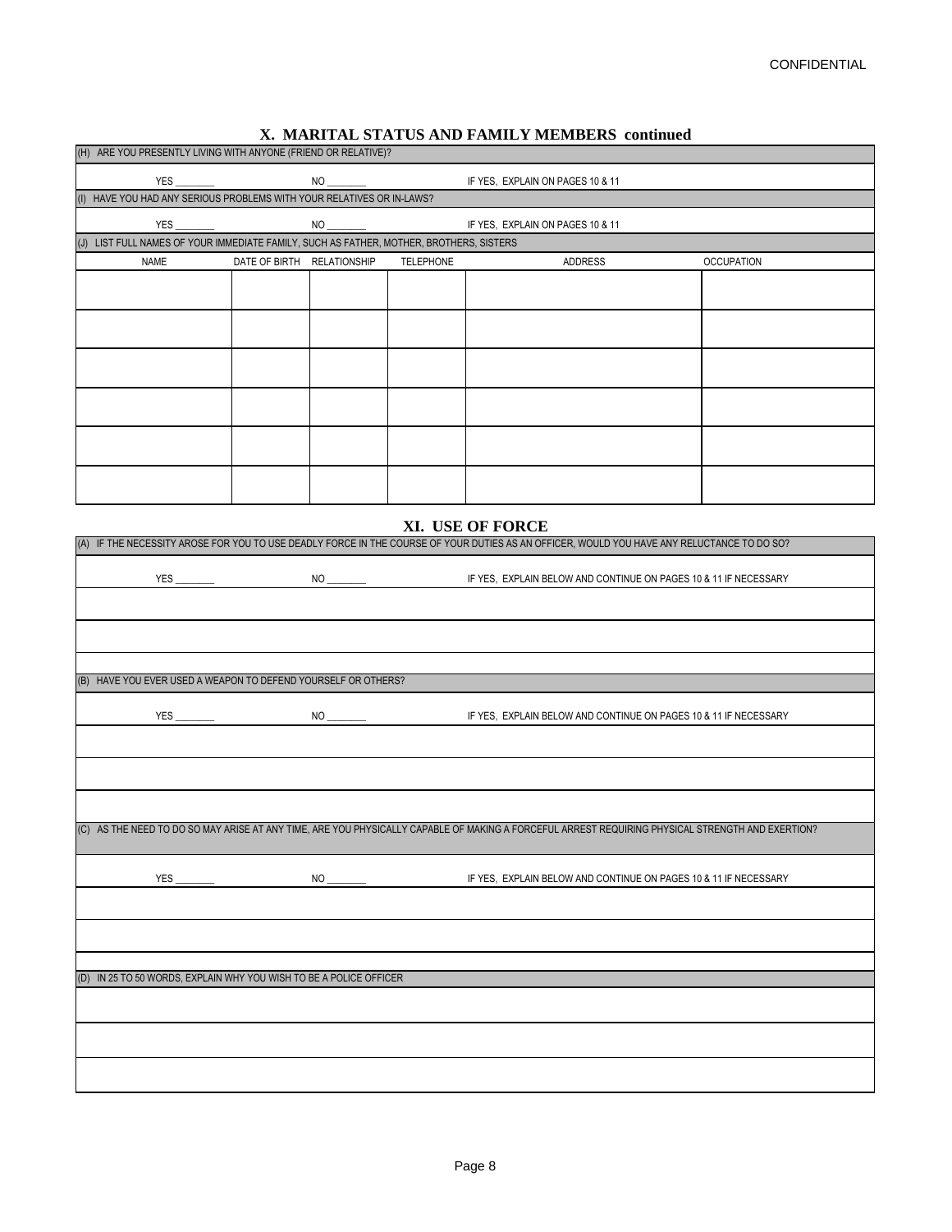CONFIDENTIAL

## X. MARITAL STATUS AND FAMILY MEMBERS continued

(H) ARE YOU PRESENTLY LIVING WITH ANYONE (FRIEND OR RELATIVE)?

YES ________ NO ________ IF YES, EXPLAIN ON PAGES 10 & 11

(I) HAVE YOU HAD ANY SERIOUS PROBLEMS WITH YOUR RELATIVES OR IN-LAWS?

YES ________ NO ________ IF YES, EXPLAIN ON PAGES 10 & 11

(J) LIST FULL NAMES OF YOUR IMMEDIATE FAMILY, SUCH AS FATHER, MOTHER, BROTHERS, SISTERS

| NAME | DATE OF BIRTH | RELATIONSHIP | TELEPHONE | ADDRESS | OCCUPATION |
|---|---|---|---|---|---|
| | | | | | |
| | | | | | |
| | | | | | |
| | | | | | |
| | | | | | |
| | | | | | |

## XI. USE OF FORCE

(A) IF THE NECESSITY AROSE FOR YOU TO USE DEADLY FORCE IN THE COURSE OF YOUR DUTIES AS AN OFFICER, WOULD YOU HAVE ANY RELUCTANCE TO DO SO?

YES ________ NO ________ IF YES, EXPLAIN BELOW AND CONTINUE ON PAGES 10 & 11 IF NECESSARY

(B) HAVE YOU EVER USED A WEAPON TO DEFEND YOURSELF OR OTHERS?

YES ________ NO ________ IF YES, EXPLAIN BELOW AND CONTINUE ON PAGES 10 & 11 IF NECESSARY

(C) AS THE NEED TO DO SO MAY ARISE AT ANY TIME, ARE YOU PHYSICALLY CAPABLE OF MAKING A FORCEFUL ARREST REQUIRING PHYSICAL STRENGTH AND EXERTION?

YES ________ NO ________ IF YES, EXPLAIN BELOW AND CONTINUE ON PAGES 10 & 11 IF NECESSARY

(D) IN 25 TO 50 WORDS, EXPLAIN WHY YOU WISH TO BE A POLICE OFFICER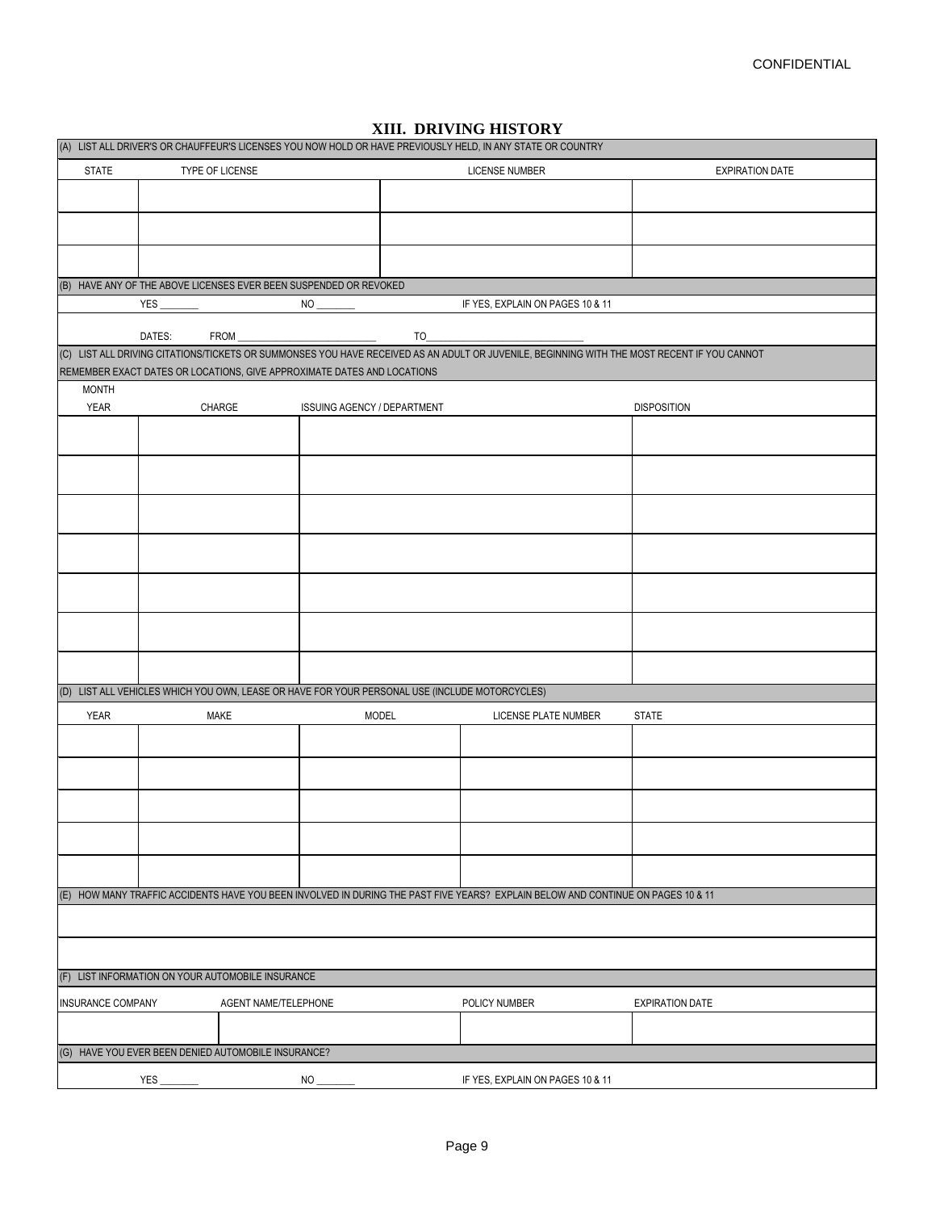CONFIDENTIAL

## XIII. DRIVING HISTORY

(A) LIST ALL DRIVER'S OR CHAUFFEUR'S LICENSES YOU NOW HOLD OR HAVE PREVIOUSLY HELD, IN ANY STATE OR COUNTRY

| STATE | TYPE OF LICENSE | LICENSE NUMBER | EXPIRATION DATE |
|---|---|---|---|
| | | | |
| | | | |
| | | | |

(B) HAVE ANY OF THE ABOVE LICENSES EVER BEEN SUSPENDED OR REVOKED

YES _______ NO _______ IF YES, EXPLAIN ON PAGES 10 & 11

DATES: FROM __________________________ TO______________________________

(C) LIST ALL DRIVING CITATIONS/TICKETS OR SUMMONSES YOU HAVE RECEIVED AS AN ADULT OR JUVENILE, BEGINNING WITH THE MOST RECENT IF YOU CANNOT REMEMBER EXACT DATES OR LOCATIONS, GIVE APPROXIMATE DATES AND LOCATIONS

| MONTH YEAR | CHARGE | ISSUING AGENCY / DEPARTMENT | DISPOSITION |
|---|---|---|---|
| | | | |
| | | | |
| | | | |
| | | | |
| | | | |
| | | | |
| | | | |

(D) LIST ALL VEHICLES WHICH YOU OWN, LEASE OR HAVE FOR YOUR PERSONAL USE (INCLUDE MOTORCYCLES)

| YEAR | MAKE | MODEL | LICENSE PLATE NUMBER | STATE |
|---|---|---|---|---|
| | | | | |
| | | | | |
| | | | | |
| | | | | |
| | | | | |

(E) HOW MANY TRAFFIC ACCIDENTS HAVE YOU BEEN INVOLVED IN DURING THE PAST FIVE YEARS? EXPLAIN BELOW AND CONTINUE ON PAGES 10 & 11

(F) LIST INFORMATION ON YOUR AUTOMOBILE INSURANCE

| INSURANCE COMPANY | AGENT NAME/TELEPHONE | POLICY NUMBER | EXPIRATION DATE |
|---|---|---|---|
| | | | |

(G) HAVE YOU EVER BEEN DENIED AUTOMOBILE INSURANCE?

YES _______ NO _______ IF YES, EXPLAIN ON PAGES 10 & 11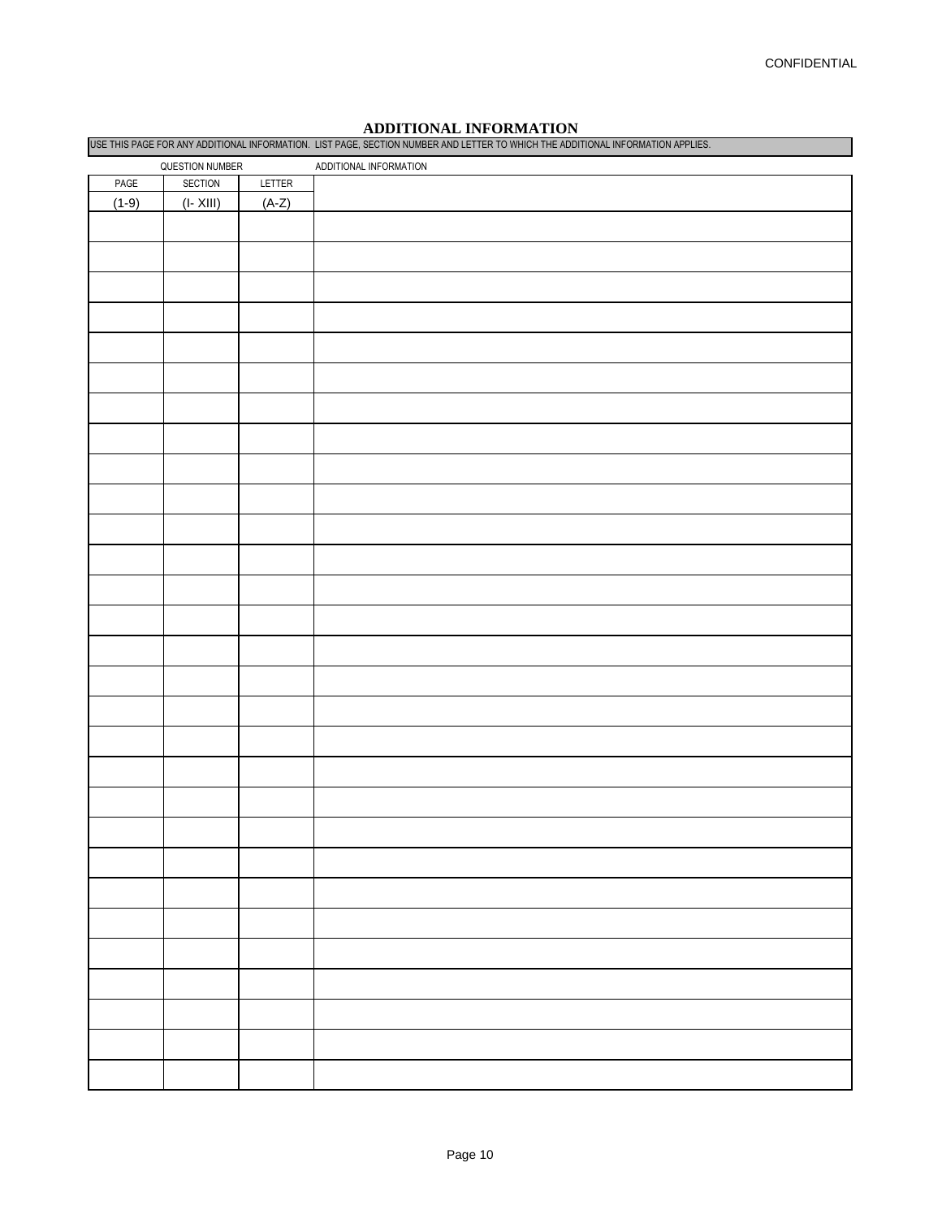CONFIDENTIAL

## ADDITIONAL INFORMATION

USE THIS PAGE FOR ANY ADDITIONAL INFORMATION. LIST PAGE, SECTION NUMBER AND LETTER TO WHICH THE ADDITIONAL INFORMATION APPLIES.

| QUESTION NUMBER | | | ADDITIONAL INFORMATION |
|---|---|---|---|
| PAGE (1-9) | SECTION (I- XIII) | LETTER (A-Z) | |
| | | | |
| | | | |
| | | | |
| | | | |
| | | | |
| | | | |
| | | | |
| | | | |
| | | | |
| | | | |
| | | | |
| | | | |
| | | | |
| | | | |
| | | | |
| | | | |
| | | | |
| | | | |
| | | | |
| | | | |
| | | | |
| | | | |
| | | | |
| | | | |
| | | | |
| | | | |
| | | | |
| | | | |
| | | | |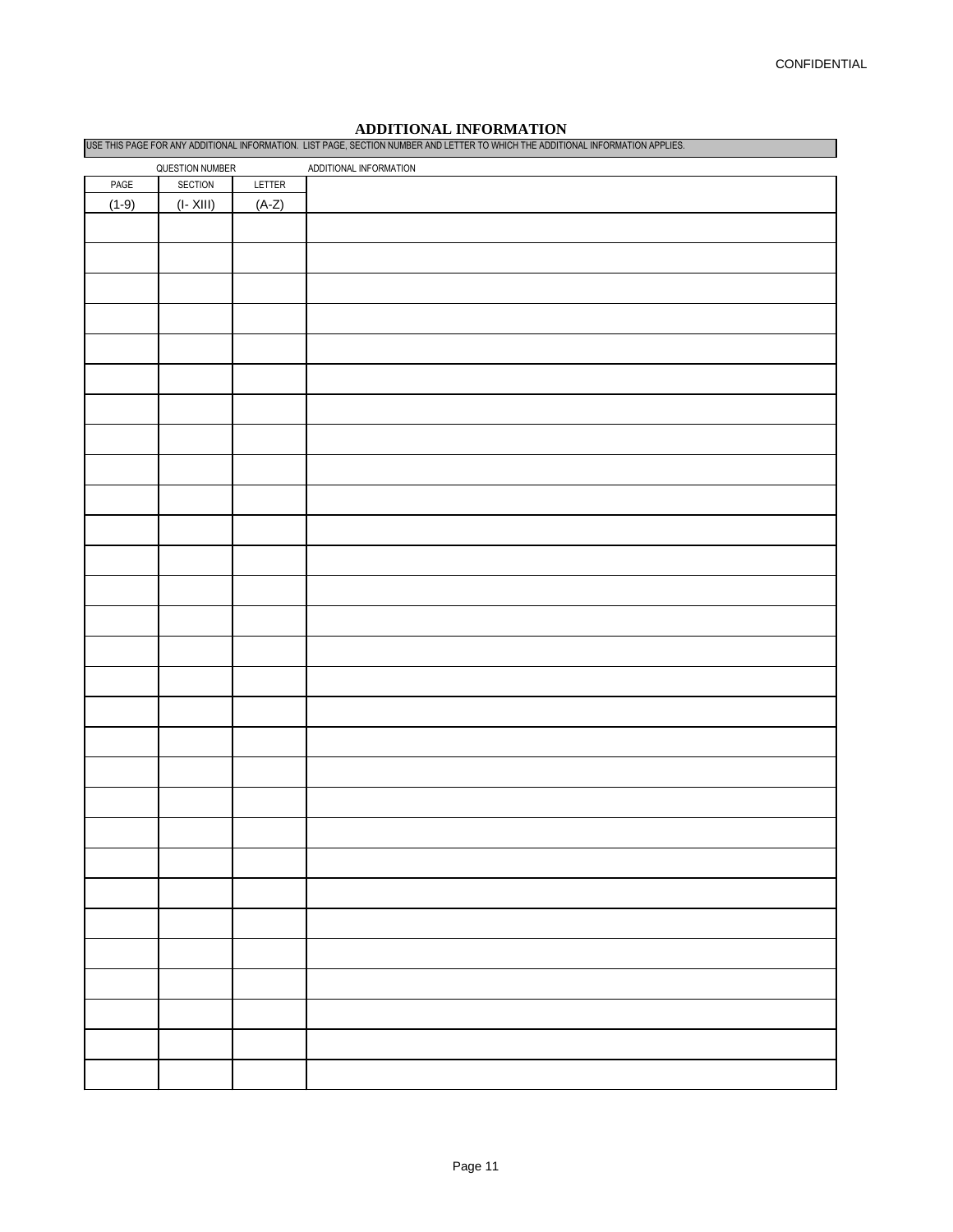CONFIDENTIAL

## ADDITIONAL INFORMATION

USE THIS PAGE FOR ANY ADDITIONAL INFORMATION. LIST PAGE, SECTION NUMBER AND LETTER TO WHICH THE ADDITIONAL INFORMATION APPLIES.

| QUESTION NUMBER | | | ADDITIONAL INFORMATION |
|---|---|---|---|
| PAGE | SECTION | LETTER | |
| (1-9) | (I- XIII) | (A-Z) | |
| | | | |
| | | | |
| | | | |
| | | | |
| | | | |
| | | | |
| | | | |
| | | | |
| | | | |
| | | | |
| | | | |
| | | | |
| | | | |
| | | | |
| | | | |
| | | | |
| | | | |
| | | | |
| | | | |
| | | | |
| | | | |
| | | | |
| | | | |
| | | | |
| | | | |
| | | | |
| | | | |
| | | | |
| | | | |
| | | | |